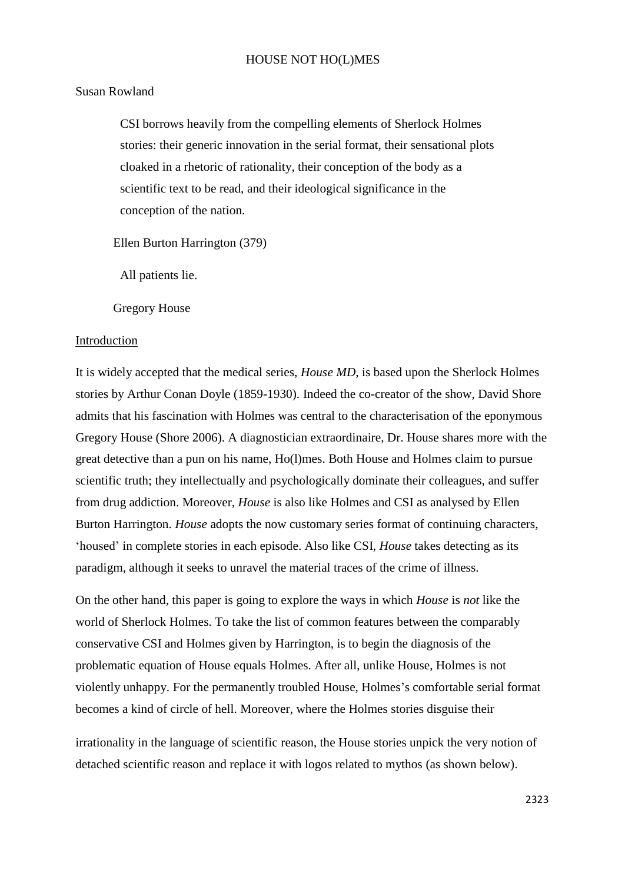# HOUSE NOT HO(L)MES

Susan Rowland

> CSI borrows heavily from the compelling elements of Sherlock Holmes stories: their generic innovation in the serial format, their sensational plots cloaked in a rhetoric of rationality, their conception of the body as a scientific text to be read, and their ideological significance in the conception of the nation.
>
> Ellen Burton Harrington (379)

> All patients lie.
>
> Gregory House

## Introduction

It is widely accepted that the medical series, *House MD*, is based upon the Sherlock Holmes stories by Arthur Conan Doyle (1859-1930). Indeed the co-creator of the show, David Shore admits that his fascination with Holmes was central to the characterisation of the eponymous Gregory House (Shore 2006). A diagnostician extraordinaire, Dr. House shares more with the great detective than a pun on his name, Ho(l)mes. Both House and Holmes claim to pursue scientific truth; they intellectually and psychologically dominate their colleagues, and suffer from drug addiction. Moreover, *House* is also like Holmes and CSI as analysed by Ellen Burton Harrington. *House* adopts the now customary series format of continuing characters, 'housed' in complete stories in each episode. Also like CSI, *House* takes detecting as its paradigm, although it seeks to unravel the material traces of the crime of illness.

On the other hand, this paper is going to explore the ways in which *House* is *not* like the world of Sherlock Holmes. To take the list of common features between the comparably conservative CSI and Holmes given by Harrington, is to begin the diagnosis of the problematic equation of House equals Holmes. After all, unlike House, Holmes is not violently unhappy. For the permanently troubled House, Holmes's comfortable serial format becomes a kind of circle of hell. Moreover, where the Holmes stories disguise their irrationality in the language of scientific reason, the House stories unpick the very notion of detached scientific reason and replace it with logos related to mythos (as shown below).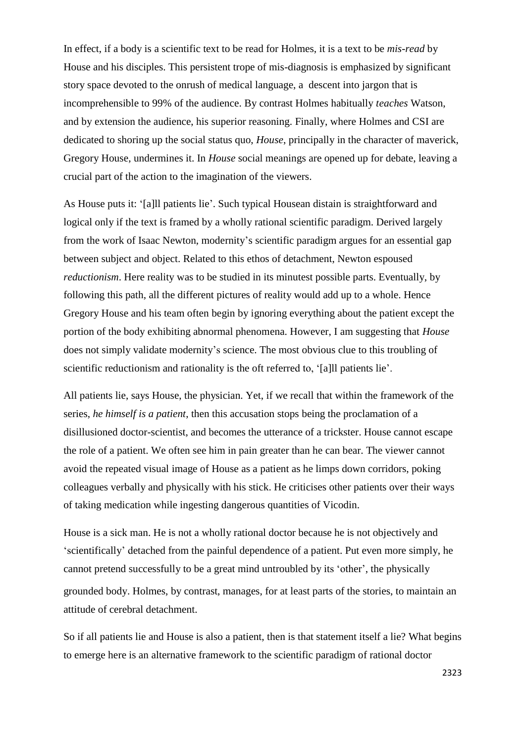In effect, if a body is a scientific text to be read for Holmes, it is a text to be *mis-read* by House and his disciples. This persistent trope of mis-diagnosis is emphasized by significant story space devoted to the onrush of medical language, a descent into jargon that is incomprehensible to 99% of the audience. By contrast Holmes habitually *teaches* Watson, and by extension the audience, his superior reasoning. Finally, where Holmes and CSI are dedicated to shoring up the social status quo, *House*, principally in the character of maverick, Gregory House, undermines it. In *House* social meanings are opened up for debate, leaving a crucial part of the action to the imagination of the viewers.

As House puts it: '[a]ll patients lie'. Such typical Housean distain is straightforward and logical only if the text is framed by a wholly rational scientific paradigm. Derived largely from the work of Isaac Newton, modernity's scientific paradigm argues for an essential gap between subject and object. Related to this ethos of detachment, Newton espoused *reductionism*. Here reality was to be studied in its minutest possible parts. Eventually, by following this path, all the different pictures of reality would add up to a whole. Hence Gregory House and his team often begin by ignoring everything about the patient except the portion of the body exhibiting abnormal phenomena. However, I am suggesting that *House* does not simply validate modernity's science. The most obvious clue to this troubling of scientific reductionism and rationality is the oft referred to, '[a]ll patients lie'.

All patients lie, says House, the physician. Yet, if we recall that within the framework of the series, *he himself is a patient*, then this accusation stops being the proclamation of a disillusioned doctor-scientist, and becomes the utterance of a trickster. House cannot escape the role of a patient. We often see him in pain greater than he can bear. The viewer cannot avoid the repeated visual image of House as a patient as he limps down corridors, poking colleagues verbally and physically with his stick. He criticises other patients over their ways of taking medication while ingesting dangerous quantities of Vicodin.

House is a sick man. He is not a wholly rational doctor because he is not objectively and 'scientifically' detached from the painful dependence of a patient. Put even more simply, he cannot pretend successfully to be a great mind untroubled by its 'other', the physically grounded body. Holmes, by contrast, manages, for at least parts of the stories, to maintain an attitude of cerebral detachment.

So if all patients lie and House is also a patient, then is that statement itself a lie? What begins to emerge here is an alternative framework to the scientific paradigm of rational doctor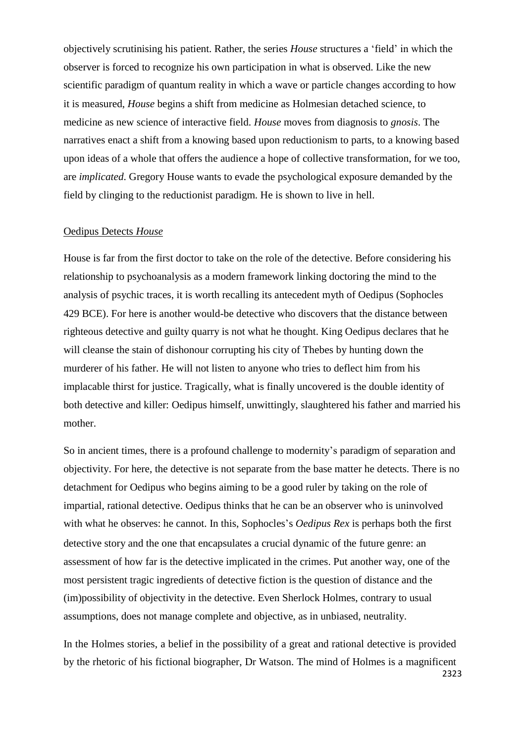objectively scrutinising his patient. Rather, the series *House* structures a 'field' in which the observer is forced to recognize his own participation in what is observed. Like the new scientific paradigm of quantum reality in which a wave or particle changes according to how it is measured, *House* begins a shift from medicine as Holmesian detached science, to medicine as new science of interactive field. *House* moves from diagnosis to *gnosis*. The narratives enact a shift from a knowing based upon reductionism to parts, to a knowing based upon ideas of a whole that offers the audience a hope of collective transformation, for we too, are *implicated*. Gregory House wants to evade the psychological exposure demanded by the field by clinging to the reductionist paradigm. He is shown to live in hell.

## Oedipus Detects *House*

House is far from the first doctor to take on the role of the detective. Before considering his relationship to psychoanalysis as a modern framework linking doctoring the mind to the analysis of psychic traces, it is worth recalling its antecedent myth of Oedipus (Sophocles 429 BCE). For here is another would-be detective who discovers that the distance between righteous detective and guilty quarry is not what he thought. King Oedipus declares that he will cleanse the stain of dishonour corrupting his city of Thebes by hunting down the murderer of his father. He will not listen to anyone who tries to deflect him from his implacable thirst for justice. Tragically, what is finally uncovered is the double identity of both detective and killer: Oedipus himself, unwittingly, slaughtered his father and married his mother.

So in ancient times, there is a profound challenge to modernity's paradigm of separation and objectivity. For here, the detective is not separate from the base matter he detects. There is no detachment for Oedipus who begins aiming to be a good ruler by taking on the role of impartial, rational detective. Oedipus thinks that he can be an observer who is uninvolved with what he observes: he cannot. In this, Sophocles's *Oedipus Rex* is perhaps both the first detective story and the one that encapsulates a crucial dynamic of the future genre: an assessment of how far is the detective implicated in the crimes. Put another way, one of the most persistent tragic ingredients of detective fiction is the question of distance and the (im)possibility of objectivity in the detective. Even Sherlock Holmes, contrary to usual assumptions, does not manage complete and objective, as in unbiased, neutrality.

In the Holmes stories, a belief in the possibility of a great and rational detective is provided by the rhetoric of his fictional biographer, Dr Watson. The mind of Holmes is a magnificent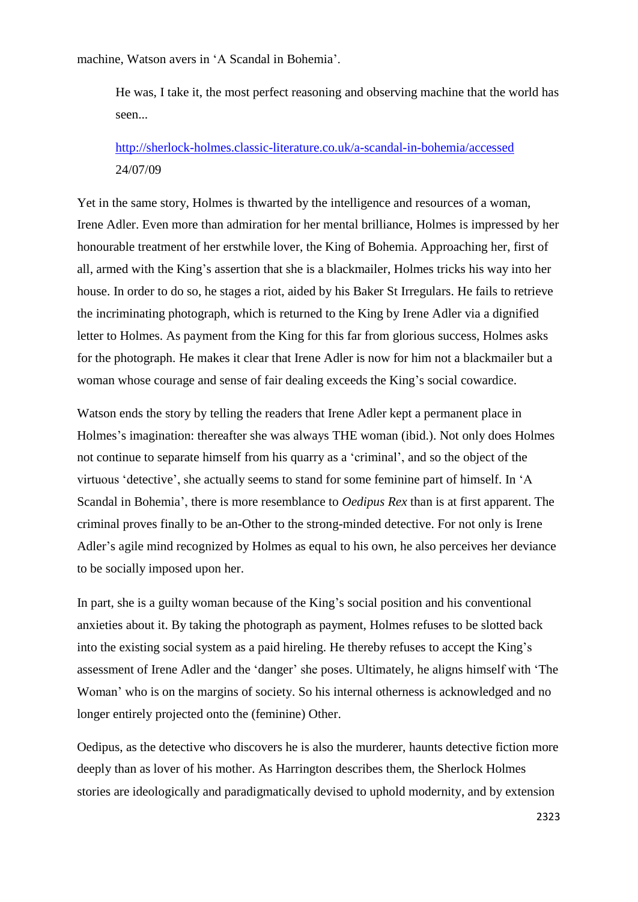machine, Watson avers in 'A Scandal in Bohemia'.

> He was, I take it, the most perfect reasoning and observing machine that the world has seen...
>
> http://sherlock-holmes.classic-literature.co.uk/a-scandal-in-bohemia/accessed 24/07/09

Yet in the same story, Holmes is thwarted by the intelligence and resources of a woman, Irene Adler. Even more than admiration for her mental brilliance, Holmes is impressed by her honourable treatment of her erstwhile lover, the King of Bohemia. Approaching her, first of all, armed with the King's assertion that she is a blackmailer, Holmes tricks his way into her house. In order to do so, he stages a riot, aided by his Baker St Irregulars. He fails to retrieve the incriminating photograph, which is returned to the King by Irene Adler via a dignified letter to Holmes. As payment from the King for this far from glorious success, Holmes asks for the photograph. He makes it clear that Irene Adler is now for him not a blackmailer but a woman whose courage and sense of fair dealing exceeds the King's social cowardice.

Watson ends the story by telling the readers that Irene Adler kept a permanent place in Holmes's imagination: thereafter she was always THE woman (ibid.). Not only does Holmes not continue to separate himself from his quarry as a 'criminal', and so the object of the virtuous 'detective', she actually seems to stand for some feminine part of himself. In 'A Scandal in Bohemia', there is more resemblance to *Oedipus Rex* than is at first apparent. The criminal proves finally to be an-Other to the strong-minded detective. For not only is Irene Adler's agile mind recognized by Holmes as equal to his own, he also perceives her deviance to be socially imposed upon her.

In part, she is a guilty woman because of the King's social position and his conventional anxieties about it. By taking the photograph as payment, Holmes refuses to be slotted back into the existing social system as a paid hireling. He thereby refuses to accept the King's assessment of Irene Adler and the 'danger' she poses. Ultimately, he aligns himself with 'The Woman' who is on the margins of society. So his internal otherness is acknowledged and no longer entirely projected onto the (feminine) Other.

Oedipus, as the detective who discovers he is also the murderer, haunts detective fiction more deeply than as lover of his mother. As Harrington describes them, the Sherlock Holmes stories are ideologically and paradigmatically devised to uphold modernity, and by extension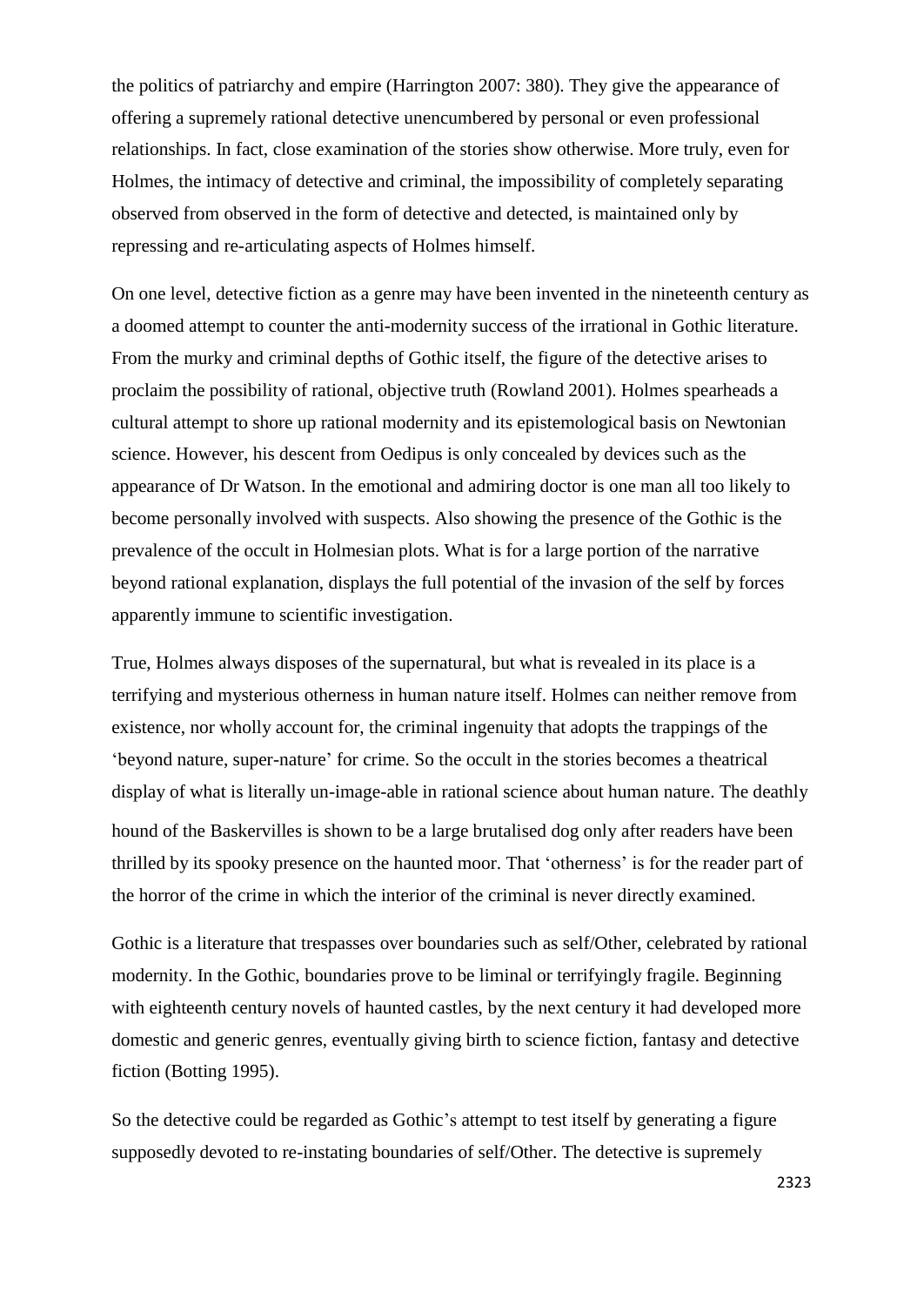the politics of patriarchy and empire (Harrington 2007: 380). They give the appearance of offering a supremely rational detective unencumbered by personal or even professional relationships. In fact, close examination of the stories show otherwise. More truly, even for Holmes, the intimacy of detective and criminal, the impossibility of completely separating observed from observed in the form of detective and detected, is maintained only by repressing and re-articulating aspects of Holmes himself.

On one level, detective fiction as a genre may have been invented in the nineteenth century as a doomed attempt to counter the anti-modernity success of the irrational in Gothic literature. From the murky and criminal depths of Gothic itself, the figure of the detective arises to proclaim the possibility of rational, objective truth (Rowland 2001). Holmes spearheads a cultural attempt to shore up rational modernity and its epistemological basis on Newtonian science. However, his descent from Oedipus is only concealed by devices such as the appearance of Dr Watson. In the emotional and admiring doctor is one man all too likely to become personally involved with suspects. Also showing the presence of the Gothic is the prevalence of the occult in Holmesian plots. What is for a large portion of the narrative beyond rational explanation, displays the full potential of the invasion of the self by forces apparently immune to scientific investigation.

True, Holmes always disposes of the supernatural, but what is revealed in its place is a terrifying and mysterious otherness in human nature itself. Holmes can neither remove from existence, nor wholly account for, the criminal ingenuity that adopts the trappings of the 'beyond nature, super-nature' for crime. So the occult in the stories becomes a theatrical display of what is literally un-image-able in rational science about human nature. The deathly hound of the Baskervilles is shown to be a large brutalised dog only after readers have been thrilled by its spooky presence on the haunted moor. That 'otherness' is for the reader part of the horror of the crime in which the interior of the criminal is never directly examined.

Gothic is a literature that trespasses over boundaries such as self/Other, celebrated by rational modernity. In the Gothic, boundaries prove to be liminal or terrifyingly fragile. Beginning with eighteenth century novels of haunted castles, by the next century it had developed more domestic and generic genres, eventually giving birth to science fiction, fantasy and detective fiction (Botting 1995).

So the detective could be regarded as Gothic's attempt to test itself by generating a figure supposedly devoted to re-instating boundaries of self/Other. The detective is supremely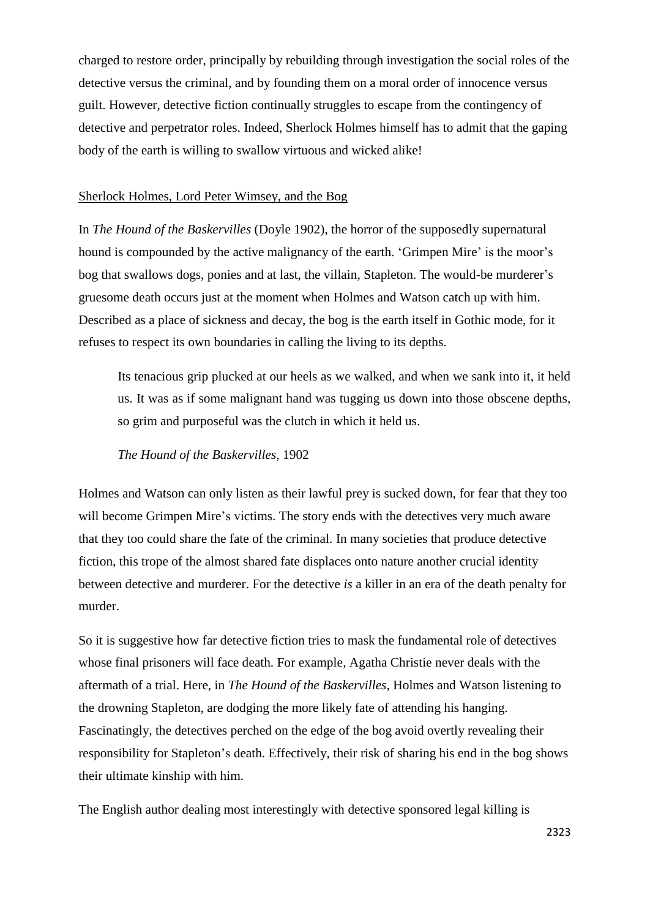charged to restore order, principally by rebuilding through investigation the social roles of the detective versus the criminal, and by founding them on a moral order of innocence versus guilt. However, detective fiction continually struggles to escape from the contingency of detective and perpetrator roles. Indeed, Sherlock Holmes himself has to admit that the gaping body of the earth is willing to swallow virtuous and wicked alike!

## Sherlock Holmes, Lord Peter Wimsey, and the Bog

In *The Hound of the Baskervilles* (Doyle 1902), the horror of the supposedly supernatural hound is compounded by the active malignancy of the earth. 'Grimpen Mire' is the moor's bog that swallows dogs, ponies and at last, the villain, Stapleton. The would-be murderer's gruesome death occurs just at the moment when Holmes and Watson catch up with him. Described as a place of sickness and decay, the bog is the earth itself in Gothic mode, for it refuses to respect its own boundaries in calling the living to its depths.

> Its tenacious grip plucked at our heels as we walked, and when we sank into it, it held us. It was as if some malignant hand was tugging us down into those obscene depths, so grim and purposeful was the clutch in which it held us.
>
> *The Hound of the Baskervilles*, 1902

Holmes and Watson can only listen as their lawful prey is sucked down, for fear that they too will become Grimpen Mire's victims. The story ends with the detectives very much aware that they too could share the fate of the criminal. In many societies that produce detective fiction, this trope of the almost shared fate displaces onto nature another crucial identity between detective and murderer. For the detective *is* a killer in an era of the death penalty for murder.

So it is suggestive how far detective fiction tries to mask the fundamental role of detectives whose final prisoners will face death. For example, Agatha Christie never deals with the aftermath of a trial. Here, in *The Hound of the Baskervilles*, Holmes and Watson listening to the drowning Stapleton, are dodging the more likely fate of attending his hanging. Fascinatingly, the detectives perched on the edge of the bog avoid overtly revealing their responsibility for Stapleton's death. Effectively, their risk of sharing his end in the bog shows their ultimate kinship with him.

The English author dealing most interestingly with detective sponsored legal killing is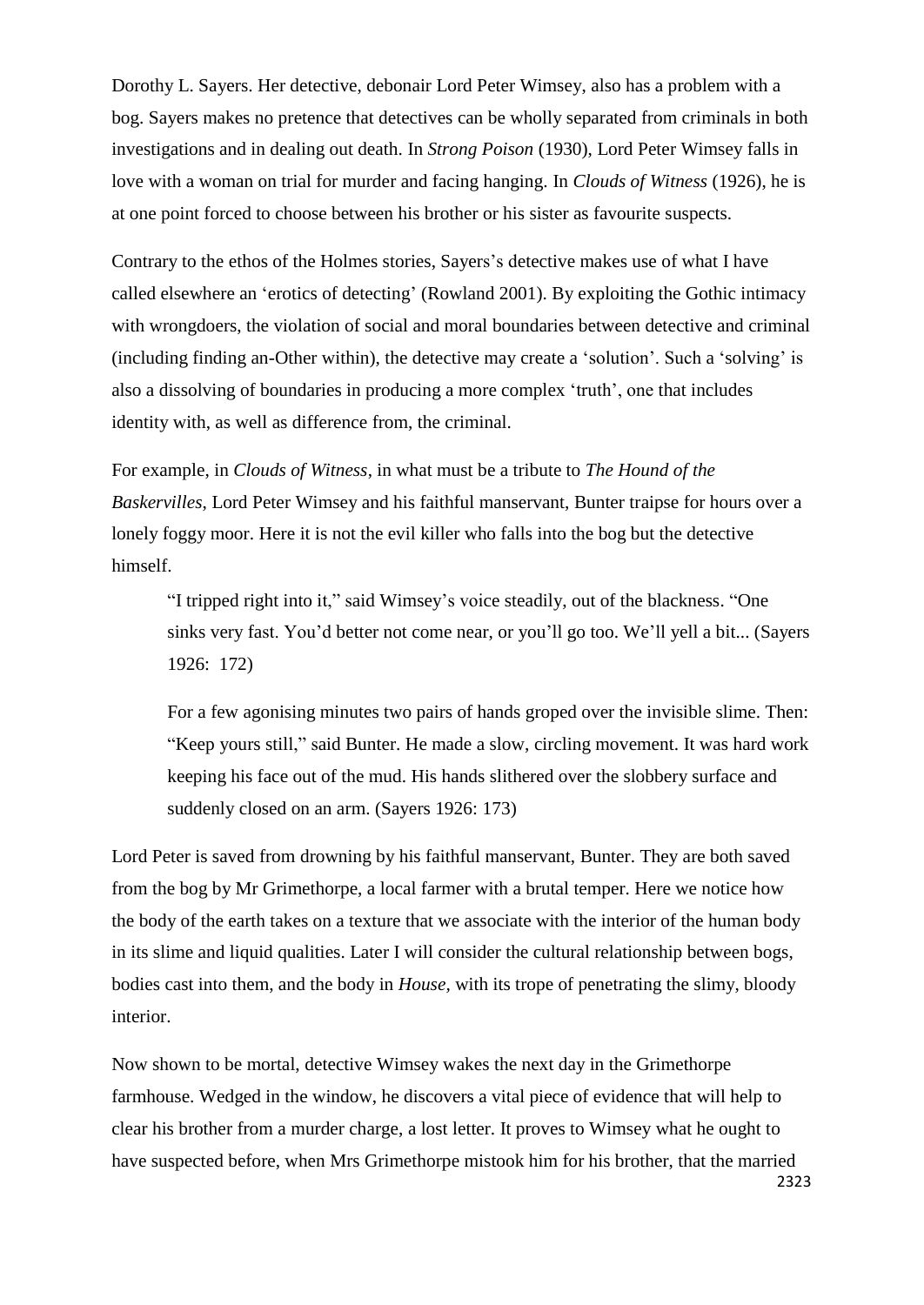Dorothy L. Sayers. Her detective, debonair Lord Peter Wimsey, also has a problem with a bog. Sayers makes no pretence that detectives can be wholly separated from criminals in both investigations and in dealing out death. In *Strong Poison* (1930), Lord Peter Wimsey falls in love with a woman on trial for murder and facing hanging. In *Clouds of Witness* (1926), he is at one point forced to choose between his brother or his sister as favourite suspects.

Contrary to the ethos of the Holmes stories, Sayers's detective makes use of what I have called elsewhere an 'erotics of detecting' (Rowland 2001). By exploiting the Gothic intimacy with wrongdoers, the violation of social and moral boundaries between detective and criminal (including finding an-Other within), the detective may create a 'solution'. Such a 'solving' is also a dissolving of boundaries in producing a more complex 'truth', one that includes identity with, as well as difference from, the criminal.

For example, in *Clouds of Witness*, in what must be a tribute to *The Hound of the Baskervilles*, Lord Peter Wimsey and his faithful manservant, Bunter traipse for hours over a lonely foggy moor. Here it is not the evil killer who falls into the bog but the detective himself.

> "I tripped right into it," said Wimsey's voice steadily, out of the blackness. "One sinks very fast. You'd better not come near, or you'll go too. We'll yell a bit... (Sayers 1926: 172)
>
> For a few agonising minutes two pairs of hands groped over the invisible slime. Then: "Keep yours still," said Bunter. He made a slow, circling movement. It was hard work keeping his face out of the mud. His hands slithered over the slobbery surface and suddenly closed on an arm. (Sayers 1926: 173)

Lord Peter is saved from drowning by his faithful manservant, Bunter. They are both saved from the bog by Mr Grimethorpe, a local farmer with a brutal temper. Here we notice how the body of the earth takes on a texture that we associate with the interior of the human body in its slime and liquid qualities. Later I will consider the cultural relationship between bogs, bodies cast into them, and the body in *House*, with its trope of penetrating the slimy, bloody interior.

Now shown to be mortal, detective Wimsey wakes the next day in the Grimethorpe farmhouse. Wedged in the window, he discovers a vital piece of evidence that will help to clear his brother from a murder charge, a lost letter. It proves to Wimsey what he ought to have suspected before, when Mrs Grimethorpe mistook him for his brother, that the married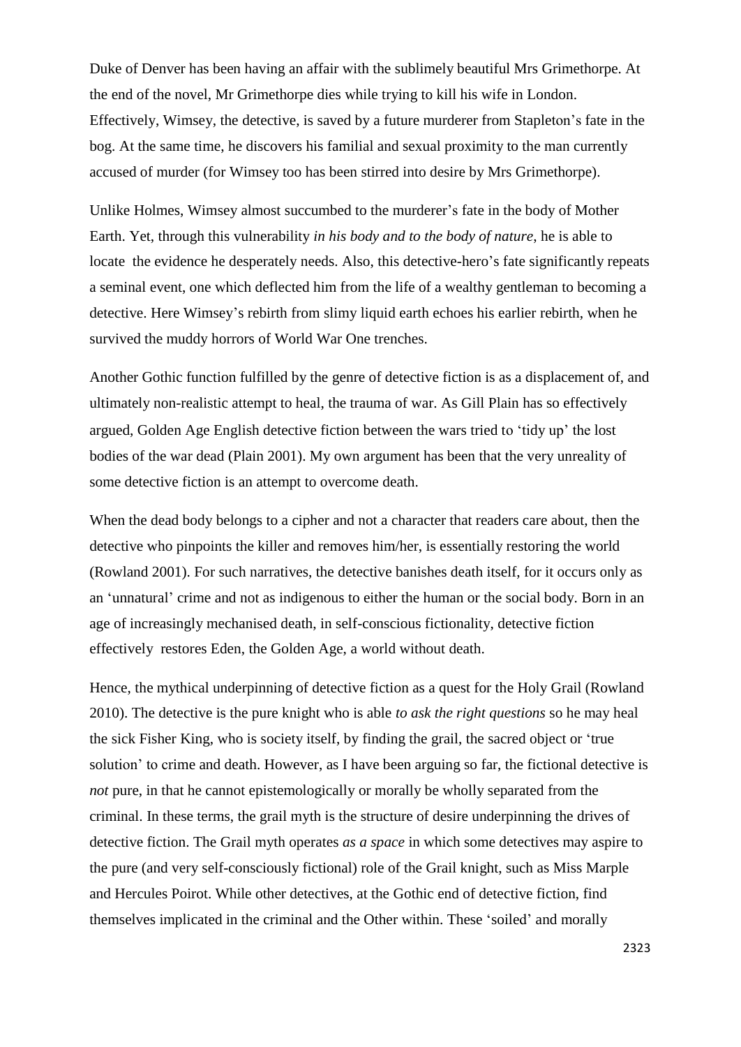Duke of Denver has been having an affair with the sublimely beautiful Mrs Grimethorpe. At the end of the novel, Mr Grimethorpe dies while trying to kill his wife in London. Effectively, Wimsey, the detective, is saved by a future murderer from Stapleton's fate in the bog. At the same time, he discovers his familial and sexual proximity to the man currently accused of murder (for Wimsey too has been stirred into desire by Mrs Grimethorpe).

Unlike Holmes, Wimsey almost succumbed to the murderer's fate in the body of Mother Earth. Yet, through this vulnerability *in his body and to the body of nature*, he is able to locate the evidence he desperately needs. Also, this detective-hero's fate significantly repeats a seminal event, one which deflected him from the life of a wealthy gentleman to becoming a detective. Here Wimsey's rebirth from slimy liquid earth echoes his earlier rebirth, when he survived the muddy horrors of World War One trenches.

Another Gothic function fulfilled by the genre of detective fiction is as a displacement of, and ultimately non-realistic attempt to heal, the trauma of war. As Gill Plain has so effectively argued, Golden Age English detective fiction between the wars tried to 'tidy up' the lost bodies of the war dead (Plain 2001). My own argument has been that the very unreality of some detective fiction is an attempt to overcome death.

When the dead body belongs to a cipher and not a character that readers care about, then the detective who pinpoints the killer and removes him/her, is essentially restoring the world (Rowland 2001). For such narratives, the detective banishes death itself, for it occurs only as an 'unnatural' crime and not as indigenous to either the human or the social body. Born in an age of increasingly mechanised death, in self-conscious fictionality, detective fiction effectively restores Eden, the Golden Age, a world without death.

Hence, the mythical underpinning of detective fiction as a quest for the Holy Grail (Rowland 2010). The detective is the pure knight who is able *to ask the right questions* so he may heal the sick Fisher King, who is society itself, by finding the grail, the sacred object or 'true solution' to crime and death. However, as I have been arguing so far, the fictional detective is *not* pure, in that he cannot epistemologically or morally be wholly separated from the criminal. In these terms, the grail myth is the structure of desire underpinning the drives of detective fiction. The Grail myth operates *as a space* in which some detectives may aspire to the pure (and very self-consciously fictional) role of the Grail knight, such as Miss Marple and Hercules Poirot. While other detectives, at the Gothic end of detective fiction, find themselves implicated in the criminal and the Other within. These 'soiled' and morally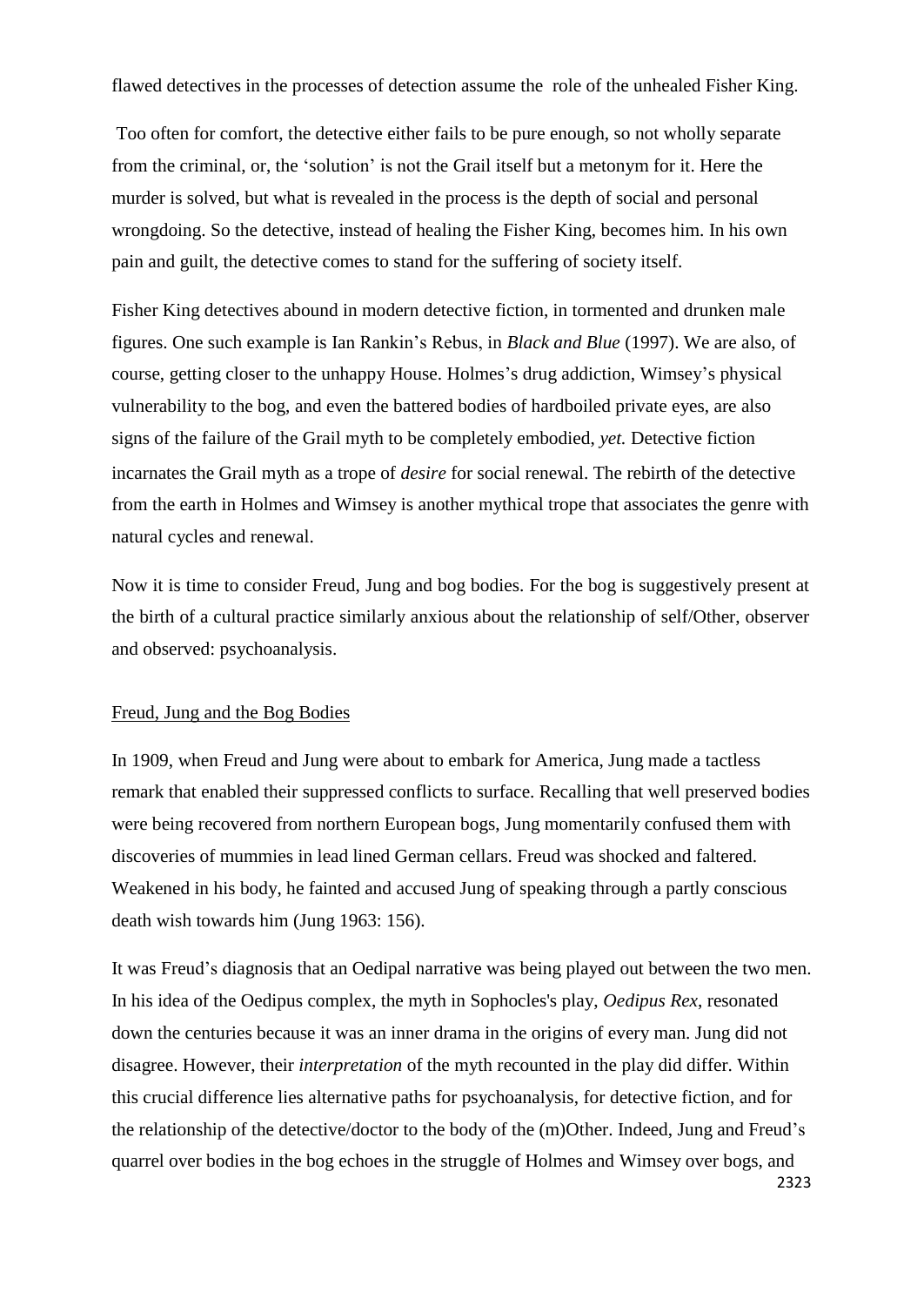flawed detectives in the processes of detection assume the role of the unhealed Fisher King.

Too often for comfort, the detective either fails to be pure enough, so not wholly separate from the criminal, or, the 'solution' is not the Grail itself but a metonym for it. Here the murder is solved, but what is revealed in the process is the depth of social and personal wrongdoing. So the detective, instead of healing the Fisher King, becomes him. In his own pain and guilt, the detective comes to stand for the suffering of society itself.

Fisher King detectives abound in modern detective fiction, in tormented and drunken male figures. One such example is Ian Rankin's Rebus, in *Black and Blue* (1997). We are also, of course, getting closer to the unhappy House. Holmes's drug addiction, Wimsey's physical vulnerability to the bog, and even the battered bodies of hardboiled private eyes, are also signs of the failure of the Grail myth to be completely embodied, *yet.* Detective fiction incarnates the Grail myth as a trope of *desire* for social renewal. The rebirth of the detective from the earth in Holmes and Wimsey is another mythical trope that associates the genre with natural cycles and renewal.

Now it is time to consider Freud, Jung and bog bodies. For the bog is suggestively present at the birth of a cultural practice similarly anxious about the relationship of self/Other, observer and observed: psychoanalysis.

## Freud, Jung and the Bog Bodies

In 1909, when Freud and Jung were about to embark for America, Jung made a tactless remark that enabled their suppressed conflicts to surface. Recalling that well preserved bodies were being recovered from northern European bogs, Jung momentarily confused them with discoveries of mummies in lead lined German cellars. Freud was shocked and faltered. Weakened in his body, he fainted and accused Jung of speaking through a partly conscious death wish towards him (Jung 1963: 156).

It was Freud's diagnosis that an Oedipal narrative was being played out between the two men. In his idea of the Oedipus complex, the myth in Sophocles's play, *Oedipus Rex*, resonated down the centuries because it was an inner drama in the origins of every man. Jung did not disagree. However, their *interpretation* of the myth recounted in the play did differ. Within this crucial difference lies alternative paths for psychoanalysis, for detective fiction, and for the relationship of the detective/doctor to the body of the (m)Other. Indeed, Jung and Freud's quarrel over bodies in the bog echoes in the struggle of Holmes and Wimsey over bogs, and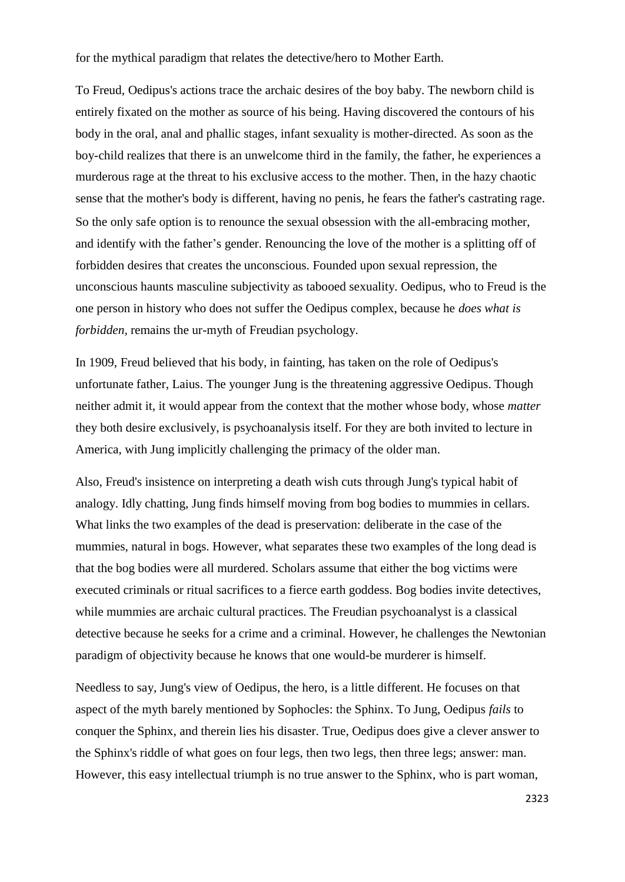for the mythical paradigm that relates the detective/hero to Mother Earth.

To Freud, Oedipus's actions trace the archaic desires of the boy baby. The newborn child is entirely fixated on the mother as source of his being. Having discovered the contours of his body in the oral, anal and phallic stages, infant sexuality is mother-directed. As soon as the boy-child realizes that there is an unwelcome third in the family, the father, he experiences a murderous rage at the threat to his exclusive access to the mother. Then, in the hazy chaotic sense that the mother's body is different, having no penis, he fears the father's castrating rage. So the only safe option is to renounce the sexual obsession with the all-embracing mother, and identify with the father's gender. Renouncing the love of the mother is a splitting off of forbidden desires that creates the unconscious. Founded upon sexual repression, the unconscious haunts masculine subjectivity as tabooed sexuality. Oedipus, who to Freud is the one person in history who does not suffer the Oedipus complex, because he *does what is forbidden*, remains the ur-myth of Freudian psychology.

In 1909, Freud believed that his body, in fainting, has taken on the role of Oedipus's unfortunate father, Laius. The younger Jung is the threatening aggressive Oedipus. Though neither admit it, it would appear from the context that the mother whose body, whose *matter* they both desire exclusively, is psychoanalysis itself. For they are both invited to lecture in America, with Jung implicitly challenging the primacy of the older man.

Also, Freud's insistence on interpreting a death wish cuts through Jung's typical habit of analogy. Idly chatting, Jung finds himself moving from bog bodies to mummies in cellars. What links the two examples of the dead is preservation: deliberate in the case of the mummies, natural in bogs. However, what separates these two examples of the long dead is that the bog bodies were all murdered. Scholars assume that either the bog victims were executed criminals or ritual sacrifices to a fierce earth goddess. Bog bodies invite detectives, while mummies are archaic cultural practices. The Freudian psychoanalyst is a classical detective because he seeks for a crime and a criminal. However, he challenges the Newtonian paradigm of objectivity because he knows that one would-be murderer is himself.

Needless to say, Jung's view of Oedipus, the hero, is a little different. He focuses on that aspect of the myth barely mentioned by Sophocles: the Sphinx. To Jung, Oedipus *fails* to conquer the Sphinx, and therein lies his disaster. True, Oedipus does give a clever answer to the Sphinx's riddle of what goes on four legs, then two legs, then three legs; answer: man. However, this easy intellectual triumph is no true answer to the Sphinx, who is part woman,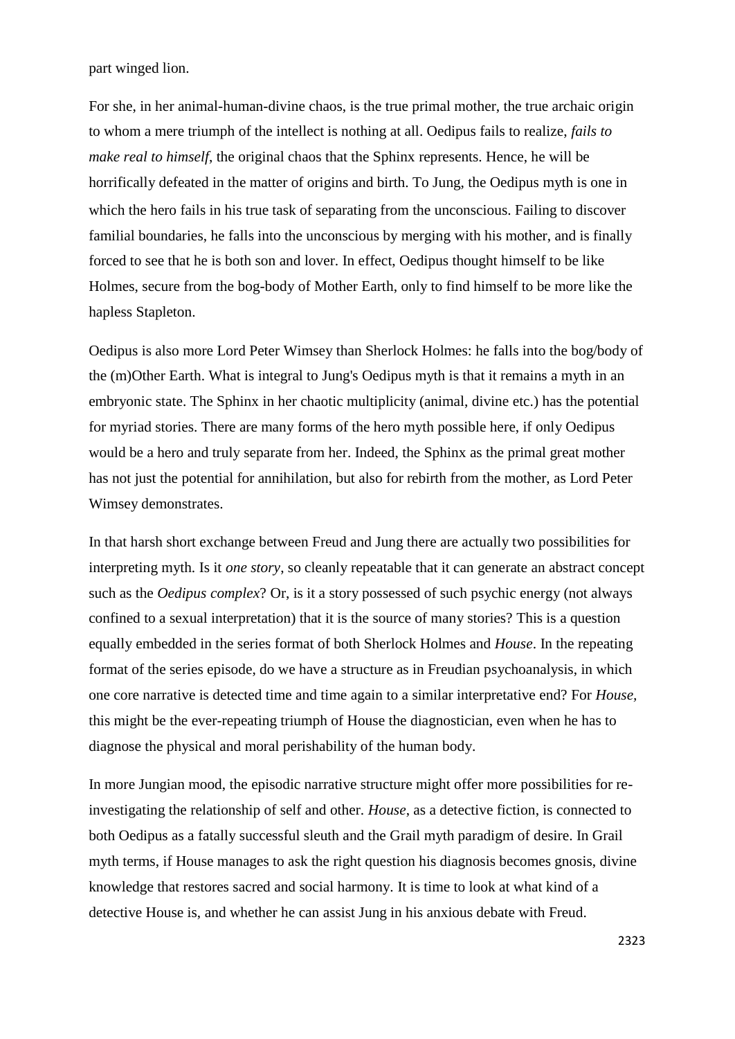part winged lion.

For she, in her animal-human-divine chaos, is the true primal mother, the true archaic origin to whom a mere triumph of the intellect is nothing at all. Oedipus fails to realize, *fails to make real to himself*, the original chaos that the Sphinx represents. Hence, he will be horrifically defeated in the matter of origins and birth. To Jung, the Oedipus myth is one in which the hero fails in his true task of separating from the unconscious. Failing to discover familial boundaries, he falls into the unconscious by merging with his mother, and is finally forced to see that he is both son and lover. In effect, Oedipus thought himself to be like Holmes, secure from the bog-body of Mother Earth, only to find himself to be more like the hapless Stapleton.

Oedipus is also more Lord Peter Wimsey than Sherlock Holmes: he falls into the bog/body of the (m)Other Earth. What is integral to Jung's Oedipus myth is that it remains a myth in an embryonic state. The Sphinx in her chaotic multiplicity (animal, divine etc.) has the potential for myriad stories. There are many forms of the hero myth possible here, if only Oedipus would be a hero and truly separate from her. Indeed, the Sphinx as the primal great mother has not just the potential for annihilation, but also for rebirth from the mother, as Lord Peter Wimsey demonstrates.

In that harsh short exchange between Freud and Jung there are actually two possibilities for interpreting myth. Is it *one story*, so cleanly repeatable that it can generate an abstract concept such as the *Oedipus complex*? Or, is it a story possessed of such psychic energy (not always confined to a sexual interpretation) that it is the source of many stories? This is a question equally embedded in the series format of both Sherlock Holmes and *House*. In the repeating format of the series episode, do we have a structure as in Freudian psychoanalysis, in which one core narrative is detected time and time again to a similar interpretative end? For *House*, this might be the ever-repeating triumph of House the diagnostician, even when he has to diagnose the physical and moral perishability of the human body.

In more Jungian mood, the episodic narrative structure might offer more possibilities for re-investigating the relationship of self and other. *House*, as a detective fiction, is connected to both Oedipus as a fatally successful sleuth and the Grail myth paradigm of desire. In Grail myth terms, if House manages to ask the right question his diagnosis becomes gnosis, divine knowledge that restores sacred and social harmony. It is time to look at what kind of a detective House is, and whether he can assist Jung in his anxious debate with Freud.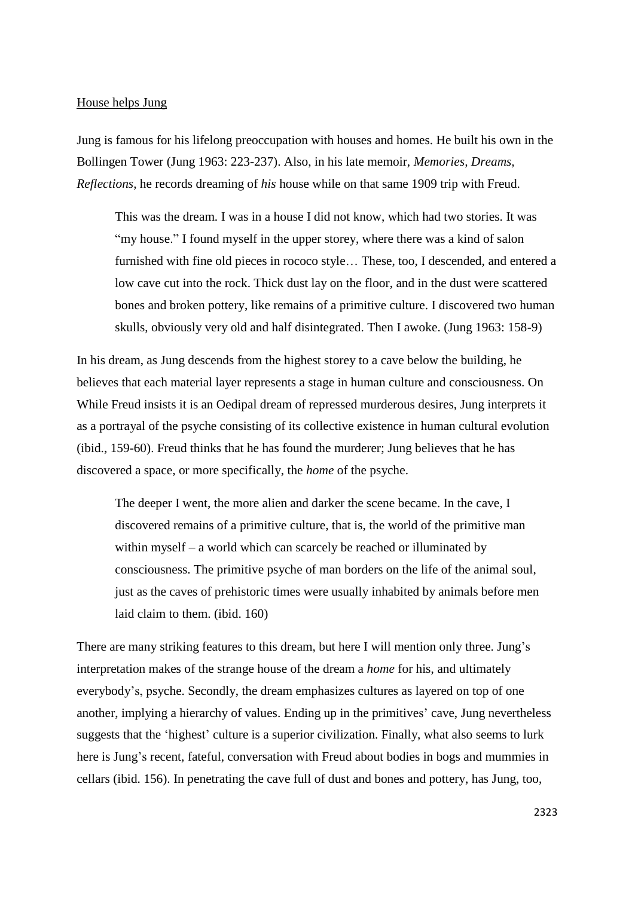House helps Jung

Jung is famous for his lifelong preoccupation with houses and homes. He built his own in the Bollingen Tower (Jung 1963: 223-237). Also, in his late memoir, *Memories, Dreams, Reflections*, he records dreaming of *his* house while on that same 1909 trip with Freud.

> This was the dream. I was in a house I did not know, which had two stories. It was "my house." I found myself in the upper storey, where there was a kind of salon furnished with fine old pieces in rococo style… These, too, I descended, and entered a low cave cut into the rock. Thick dust lay on the floor, and in the dust were scattered bones and broken pottery, like remains of a primitive culture. I discovered two human skulls, obviously very old and half disintegrated. Then I awoke. (Jung 1963: 158-9)

In his dream, as Jung descends from the highest storey to a cave below the building, he believes that each material layer represents a stage in human culture and consciousness. On While Freud insists it is an Oedipal dream of repressed murderous desires, Jung interprets it as a portrayal of the psyche consisting of its collective existence in human cultural evolution (ibid., 159-60). Freud thinks that he has found the murderer; Jung believes that he has discovered a space, or more specifically, the *home* of the psyche.

> The deeper I went, the more alien and darker the scene became. In the cave, I discovered remains of a primitive culture, that is, the world of the primitive man within myself – a world which can scarcely be reached or illuminated by consciousness. The primitive psyche of man borders on the life of the animal soul, just as the caves of prehistoric times were usually inhabited by animals before men laid claim to them. (ibid. 160)

There are many striking features to this dream, but here I will mention only three. Jung's interpretation makes of the strange house of the dream a *home* for his, and ultimately everybody's, psyche. Secondly, the dream emphasizes cultures as layered on top of one another, implying a hierarchy of values. Ending up in the primitives' cave, Jung nevertheless suggests that the 'highest' culture is a superior civilization. Finally, what also seems to lurk here is Jung's recent, fateful, conversation with Freud about bodies in bogs and mummies in cellars (ibid. 156). In penetrating the cave full of dust and bones and pottery, has Jung, too,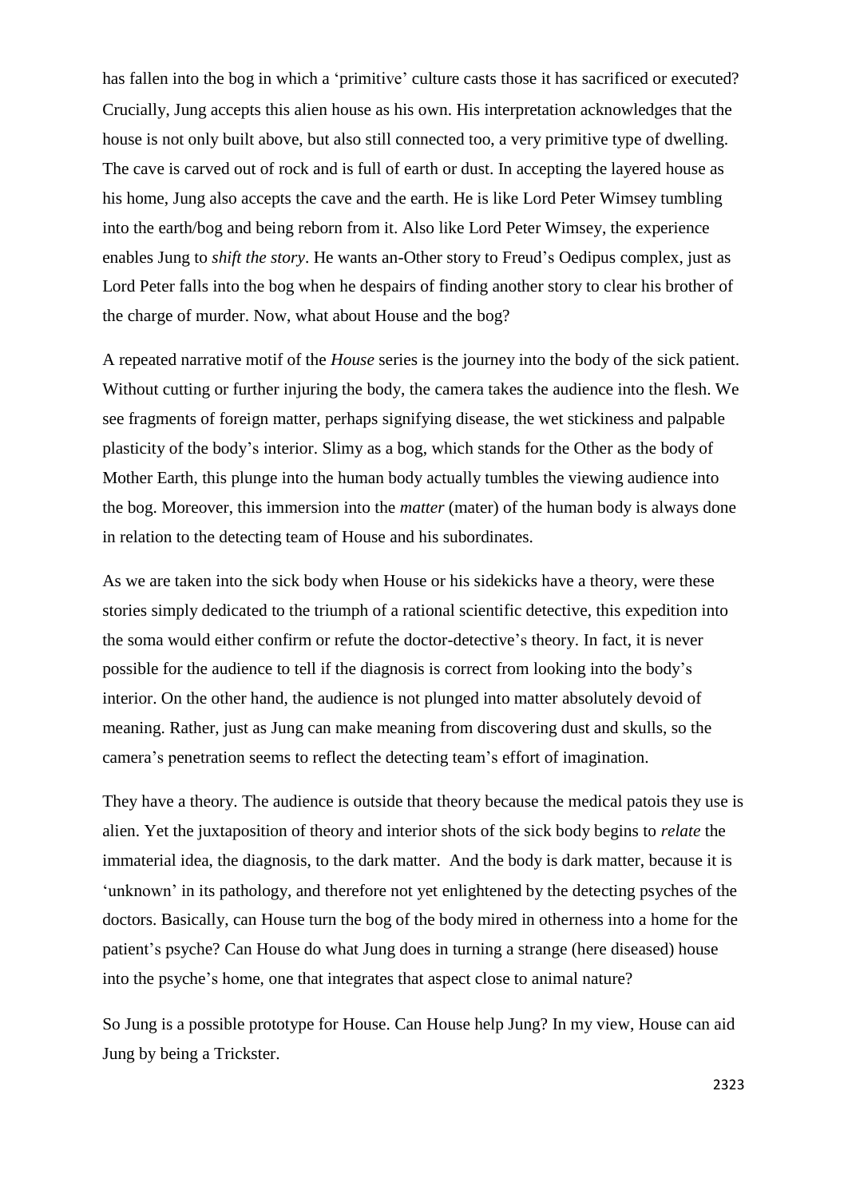has fallen into the bog in which a 'primitive' culture casts those it has sacrificed or executed? Crucially, Jung accepts this alien house as his own. His interpretation acknowledges that the house is not only built above, but also still connected too, a very primitive type of dwelling. The cave is carved out of rock and is full of earth or dust. In accepting the layered house as his home, Jung also accepts the cave and the earth. He is like Lord Peter Wimsey tumbling into the earth/bog and being reborn from it. Also like Lord Peter Wimsey, the experience enables Jung to *shift the story*. He wants an-Other story to Freud's Oedipus complex, just as Lord Peter falls into the bog when he despairs of finding another story to clear his brother of the charge of murder. Now, what about House and the bog?

A repeated narrative motif of the *House* series is the journey into the body of the sick patient. Without cutting or further injuring the body, the camera takes the audience into the flesh. We see fragments of foreign matter, perhaps signifying disease, the wet stickiness and palpable plasticity of the body's interior. Slimy as a bog, which stands for the Other as the body of Mother Earth, this plunge into the human body actually tumbles the viewing audience into the bog. Moreover, this immersion into the *matter* (mater) of the human body is always done in relation to the detecting team of House and his subordinates.

As we are taken into the sick body when House or his sidekicks have a theory, were these stories simply dedicated to the triumph of a rational scientific detective, this expedition into the soma would either confirm or refute the doctor-detective's theory. In fact, it is never possible for the audience to tell if the diagnosis is correct from looking into the body's interior. On the other hand, the audience is not plunged into matter absolutely devoid of meaning. Rather, just as Jung can make meaning from discovering dust and skulls, so the camera's penetration seems to reflect the detecting team's effort of imagination.

They have a theory. The audience is outside that theory because the medical patois they use is alien. Yet the juxtaposition of theory and interior shots of the sick body begins to *relate* the immaterial idea, the diagnosis, to the dark matter. And the body is dark matter, because it is 'unknown' in its pathology, and therefore not yet enlightened by the detecting psyches of the doctors. Basically, can House turn the bog of the body mired in otherness into a home for the patient's psyche? Can House do what Jung does in turning a strange (here diseased) house into the psyche's home, one that integrates that aspect close to animal nature?

So Jung is a possible prototype for House. Can House help Jung? In my view, House can aid Jung by being a Trickster.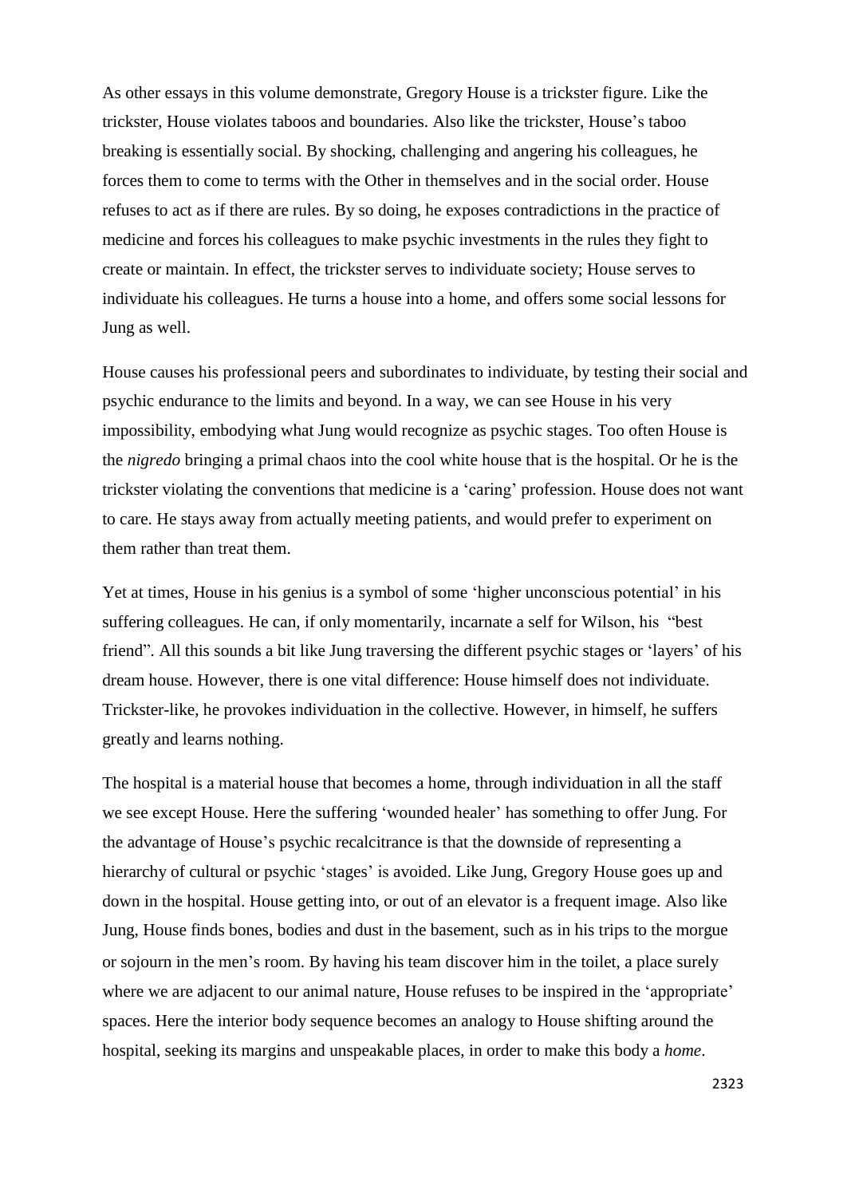As other essays in this volume demonstrate, Gregory House is a trickster figure. Like the trickster, House violates taboos and boundaries. Also like the trickster, House's taboo breaking is essentially social. By shocking, challenging and angering his colleagues, he forces them to come to terms with the Other in themselves and in the social order. House refuses to act as if there are rules. By so doing, he exposes contradictions in the practice of medicine and forces his colleagues to make psychic investments in the rules they fight to create or maintain. In effect, the trickster serves to individuate society; House serves to individuate his colleagues. He turns a house into a home, and offers some social lessons for Jung as well.

House causes his professional peers and subordinates to individuate, by testing their social and psychic endurance to the limits and beyond. In a way, we can see House in his very impossibility, embodying what Jung would recognize as psychic stages. Too often House is the *nigredo* bringing a primal chaos into the cool white house that is the hospital. Or he is the trickster violating the conventions that medicine is a 'caring' profession. House does not want to care. He stays away from actually meeting patients, and would prefer to experiment on them rather than treat them.

Yet at times, House in his genius is a symbol of some 'higher unconscious potential' in his suffering colleagues. He can, if only momentarily, incarnate a self for Wilson, his "best friend". All this sounds a bit like Jung traversing the different psychic stages or 'layers' of his dream house. However, there is one vital difference: House himself does not individuate. Trickster-like, he provokes individuation in the collective. However, in himself, he suffers greatly and learns nothing.

The hospital is a material house that becomes a home, through individuation in all the staff we see except House. Here the suffering 'wounded healer' has something to offer Jung. For the advantage of House's psychic recalcitrance is that the downside of representing a hierarchy of cultural or psychic 'stages' is avoided. Like Jung, Gregory House goes up and down in the hospital. House getting into, or out of an elevator is a frequent image. Also like Jung, House finds bones, bodies and dust in the basement, such as in his trips to the morgue or sojourn in the men's room. By having his team discover him in the toilet, a place surely where we are adjacent to our animal nature, House refuses to be inspired in the 'appropriate' spaces. Here the interior body sequence becomes an analogy to House shifting around the hospital, seeking its margins and unspeakable places, in order to make this body a *home*.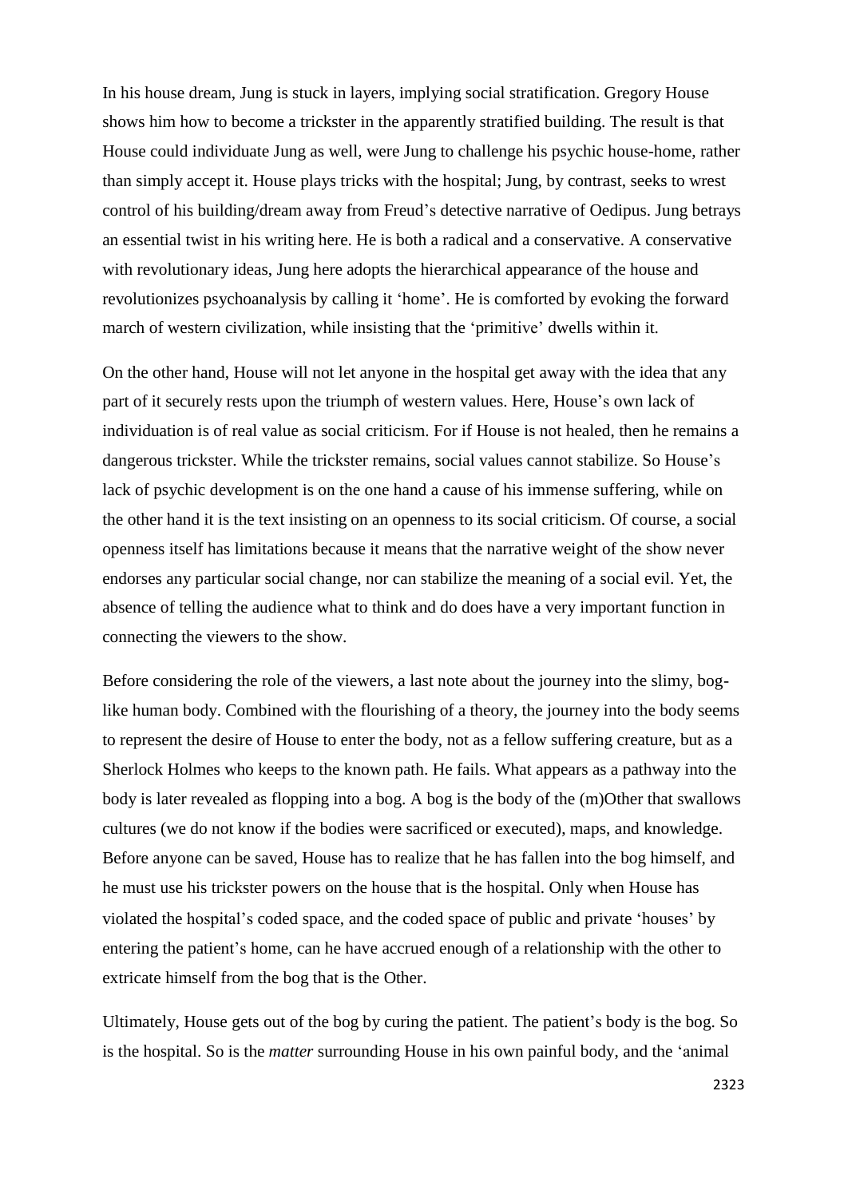In his house dream, Jung is stuck in layers, implying social stratification. Gregory House shows him how to become a trickster in the apparently stratified building. The result is that House could individuate Jung as well, were Jung to challenge his psychic house-home, rather than simply accept it. House plays tricks with the hospital; Jung, by contrast, seeks to wrest control of his building/dream away from Freud's detective narrative of Oedipus. Jung betrays an essential twist in his writing here. He is both a radical and a conservative. A conservative with revolutionary ideas, Jung here adopts the hierarchical appearance of the house and revolutionizes psychoanalysis by calling it 'home'. He is comforted by evoking the forward march of western civilization, while insisting that the 'primitive' dwells within it.

On the other hand, House will not let anyone in the hospital get away with the idea that any part of it securely rests upon the triumph of western values. Here, House's own lack of individuation is of real value as social criticism. For if House is not healed, then he remains a dangerous trickster. While the trickster remains, social values cannot stabilize. So House's lack of psychic development is on the one hand a cause of his immense suffering, while on the other hand it is the text insisting on an openness to its social criticism. Of course, a social openness itself has limitations because it means that the narrative weight of the show never endorses any particular social change, nor can stabilize the meaning of a social evil. Yet, the absence of telling the audience what to think and do does have a very important function in connecting the viewers to the show.

Before considering the role of the viewers, a last note about the journey into the slimy, bog-like human body. Combined with the flourishing of a theory, the journey into the body seems to represent the desire of House to enter the body, not as a fellow suffering creature, but as a Sherlock Holmes who keeps to the known path. He fails. What appears as a pathway into the body is later revealed as flopping into a bog. A bog is the body of the (m)Other that swallows cultures (we do not know if the bodies were sacrificed or executed), maps, and knowledge. Before anyone can be saved, House has to realize that he has fallen into the bog himself, and he must use his trickster powers on the house that is the hospital. Only when House has violated the hospital's coded space, and the coded space of public and private 'houses' by entering the patient's home, can he have accrued enough of a relationship with the other to extricate himself from the bog that is the Other.

Ultimately, House gets out of the bog by curing the patient. The patient's body is the bog. So is the hospital. So is the *matter* surrounding House in his own painful body, and the 'animal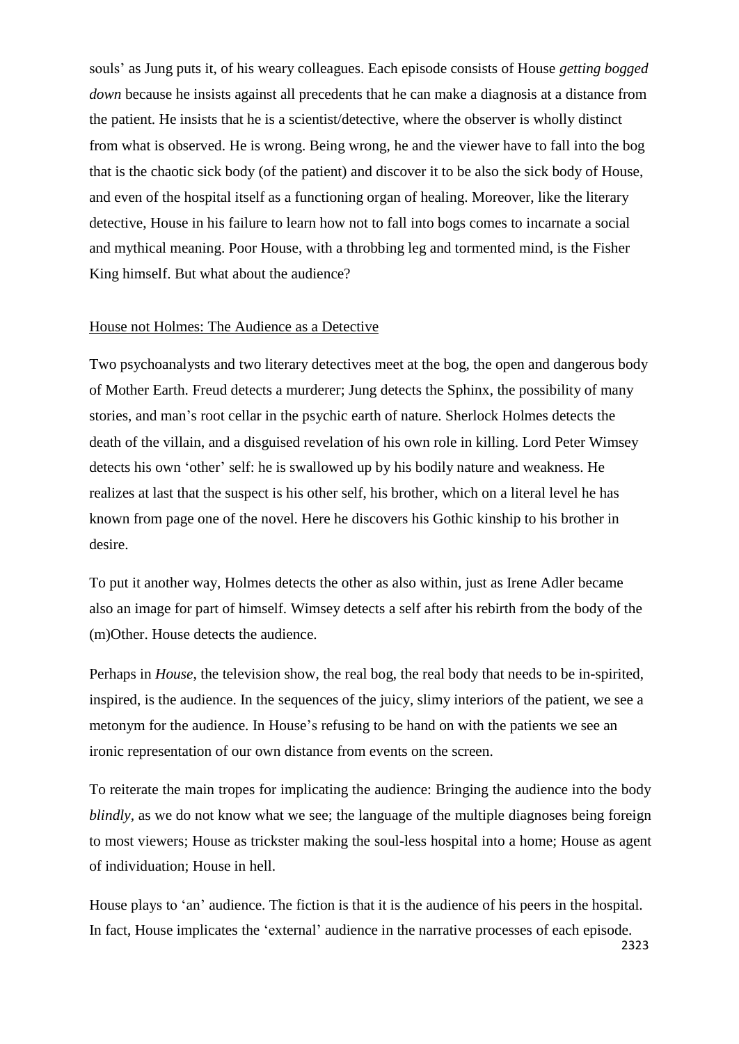souls' as Jung puts it, of his weary colleagues. Each episode consists of House *getting bogged down* because he insists against all precedents that he can make a diagnosis at a distance from the patient. He insists that he is a scientist/detective, where the observer is wholly distinct from what is observed. He is wrong. Being wrong, he and the viewer have to fall into the bog that is the chaotic sick body (of the patient) and discover it to be also the sick body of House, and even of the hospital itself as a functioning organ of healing. Moreover, like the literary detective, House in his failure to learn how not to fall into bogs comes to incarnate a social and mythical meaning. Poor House, with a throbbing leg and tormented mind, is the Fisher King himself. But what about the audience?

## House not Holmes: The Audience as a Detective

Two psychoanalysts and two literary detectives meet at the bog, the open and dangerous body of Mother Earth. Freud detects a murderer; Jung detects the Sphinx, the possibility of many stories, and man's root cellar in the psychic earth of nature. Sherlock Holmes detects the death of the villain, and a disguised revelation of his own role in killing. Lord Peter Wimsey detects his own 'other' self: he is swallowed up by his bodily nature and weakness. He realizes at last that the suspect is his other self, his brother, which on a literal level he has known from page one of the novel. Here he discovers his Gothic kinship to his brother in desire.

To put it another way, Holmes detects the other as also within, just as Irene Adler became also an image for part of himself. Wimsey detects a self after his rebirth from the body of the (m)Other. House detects the audience.

Perhaps in *House*, the television show, the real bog, the real body that needs to be in-spirited, inspired, is the audience. In the sequences of the juicy, slimy interiors of the patient, we see a metonym for the audience. In House's refusing to be hand on with the patients we see an ironic representation of our own distance from events on the screen.

To reiterate the main tropes for implicating the audience: Bringing the audience into the body *blindly*, as we do not know what we see; the language of the multiple diagnoses being foreign to most viewers; House as trickster making the soul-less hospital into a home; House as agent of individuation; House in hell.

House plays to 'an' audience. The fiction is that it is the audience of his peers in the hospital. In fact, House implicates the 'external' audience in the narrative processes of each episode.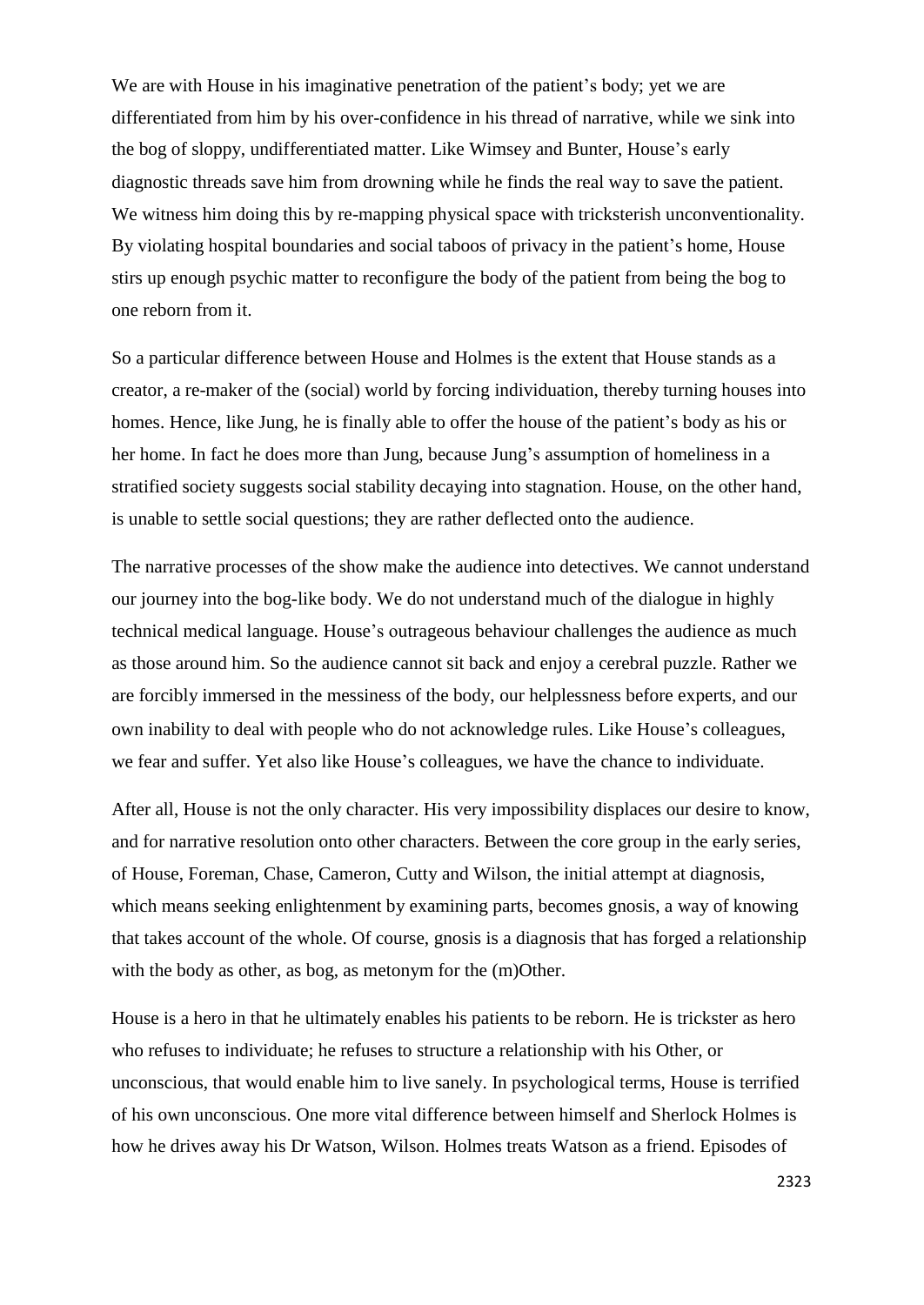We are with House in his imaginative penetration of the patient's body; yet we are differentiated from him by his over-confidence in his thread of narrative, while we sink into the bog of sloppy, undifferentiated matter. Like Wimsey and Bunter, House's early diagnostic threads save him from drowning while he finds the real way to save the patient. We witness him doing this by re-mapping physical space with tricksterish unconventionality. By violating hospital boundaries and social taboos of privacy in the patient's home, House stirs up enough psychic matter to reconfigure the body of the patient from being the bog to one reborn from it.

So a particular difference between House and Holmes is the extent that House stands as a creator, a re-maker of the (social) world by forcing individuation, thereby turning houses into homes. Hence, like Jung, he is finally able to offer the house of the patient's body as his or her home. In fact he does more than Jung, because Jung's assumption of homeliness in a stratified society suggests social stability decaying into stagnation. House, on the other hand, is unable to settle social questions; they are rather deflected onto the audience.

The narrative processes of the show make the audience into detectives. We cannot understand our journey into the bog-like body. We do not understand much of the dialogue in highly technical medical language. House's outrageous behaviour challenges the audience as much as those around him. So the audience cannot sit back and enjoy a cerebral puzzle. Rather we are forcibly immersed in the messiness of the body, our helplessness before experts, and our own inability to deal with people who do not acknowledge rules. Like House's colleagues, we fear and suffer. Yet also like House's colleagues, we have the chance to individuate.

After all, House is not the only character. His very impossibility displaces our desire to know, and for narrative resolution onto other characters. Between the core group in the early series, of House, Foreman, Chase, Cameron, Cutty and Wilson, the initial attempt at diagnosis, which means seeking enlightenment by examining parts, becomes gnosis, a way of knowing that takes account of the whole. Of course, gnosis is a diagnosis that has forged a relationship with the body as other, as bog, as metonym for the (m)Other.

House is a hero in that he ultimately enables his patients to be reborn. He is trickster as hero who refuses to individuate; he refuses to structure a relationship with his Other, or unconscious, that would enable him to live sanely. In psychological terms, House is terrified of his own unconscious. One more vital difference between himself and Sherlock Holmes is how he drives away his Dr Watson, Wilson. Holmes treats Watson as a friend. Episodes of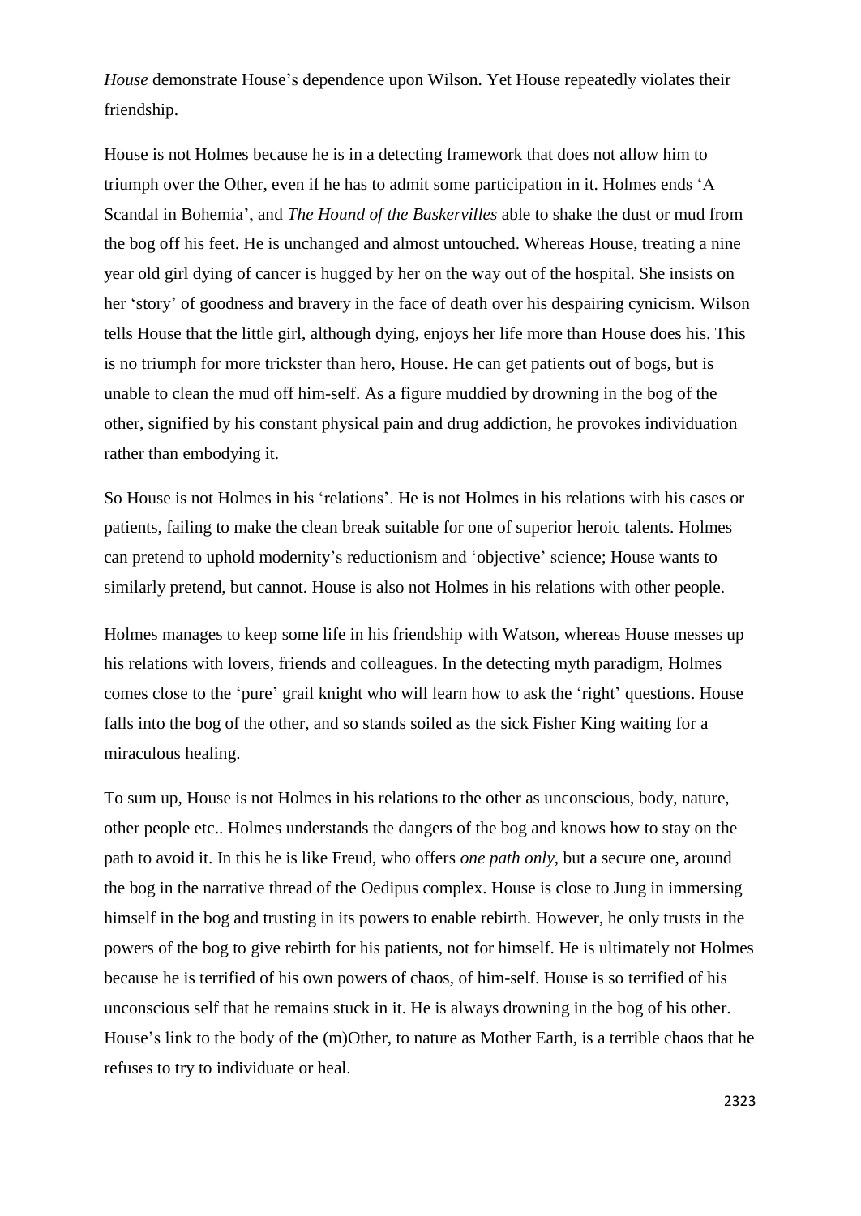*House* demonstrate House's dependence upon Wilson. Yet House repeatedly violates their friendship.

House is not Holmes because he is in a detecting framework that does not allow him to triumph over the Other, even if he has to admit some participation in it. Holmes ends 'A Scandal in Bohemia', and *The Hound of the Baskervilles* able to shake the dust or mud from the bog off his feet. He is unchanged and almost untouched. Whereas House, treating a nine year old girl dying of cancer is hugged by her on the way out of the hospital. She insists on her 'story' of goodness and bravery in the face of death over his despairing cynicism. Wilson tells House that the little girl, although dying, enjoys her life more than House does his. This is no triumph for more trickster than hero, House. He can get patients out of bogs, but is unable to clean the mud off him-self. As a figure muddied by drowning in the bog of the other, signified by his constant physical pain and drug addiction, he provokes individuation rather than embodying it.

So House is not Holmes in his 'relations'. He is not Holmes in his relations with his cases or patients, failing to make the clean break suitable for one of superior heroic talents. Holmes can pretend to uphold modernity's reductionism and 'objective' science; House wants to similarly pretend, but cannot. House is also not Holmes in his relations with other people.

Holmes manages to keep some life in his friendship with Watson, whereas House messes up his relations with lovers, friends and colleagues. In the detecting myth paradigm, Holmes comes close to the 'pure' grail knight who will learn how to ask the 'right' questions. House falls into the bog of the other, and so stands soiled as the sick Fisher King waiting for a miraculous healing.

To sum up, House is not Holmes in his relations to the other as unconscious, body, nature, other people etc.. Holmes understands the dangers of the bog and knows how to stay on the path to avoid it. In this he is like Freud, who offers *one path only*, but a secure one, around the bog in the narrative thread of the Oedipus complex. House is close to Jung in immersing himself in the bog and trusting in its powers to enable rebirth. However, he only trusts in the powers of the bog to give rebirth for his patients, not for himself. He is ultimately not Holmes because he is terrified of his own powers of chaos, of him-self. House is so terrified of his unconscious self that he remains stuck in it. He is always drowning in the bog of his other. House's link to the body of the (m)Other, to nature as Mother Earth, is a terrible chaos that he refuses to try to individuate or heal.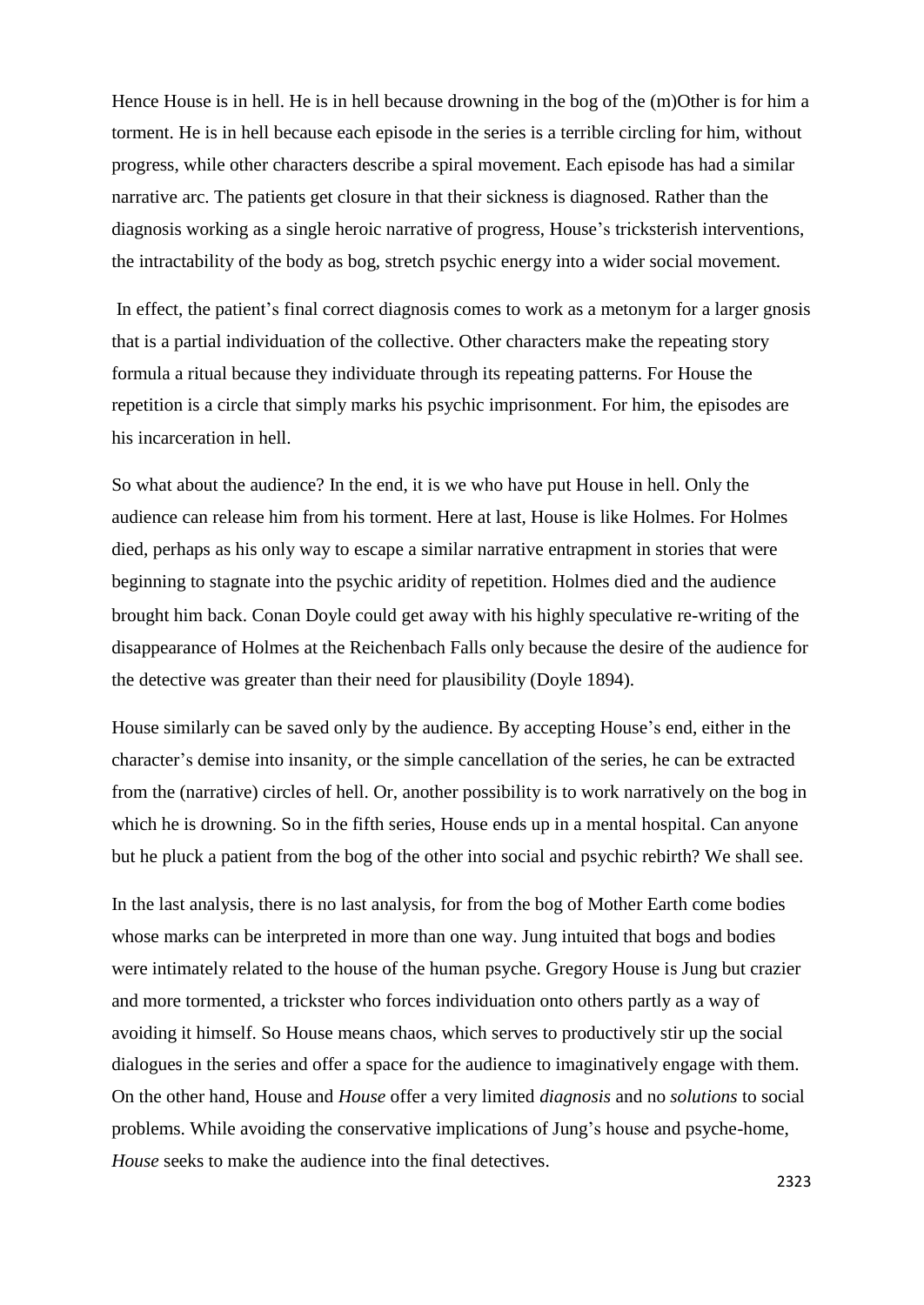Hence House is in hell. He is in hell because drowning in the bog of the (m)Other is for him a torment. He is in hell because each episode in the series is a terrible circling for him, without progress, while other characters describe a spiral movement. Each episode has had a similar narrative arc. The patients get closure in that their sickness is diagnosed. Rather than the diagnosis working as a single heroic narrative of progress, House's tricksterish interventions, the intractability of the body as bog, stretch psychic energy into a wider social movement.

In effect, the patient's final correct diagnosis comes to work as a metonym for a larger gnosis that is a partial individuation of the collective. Other characters make the repeating story formula a ritual because they individuate through its repeating patterns. For House the repetition is a circle that simply marks his psychic imprisonment. For him, the episodes are his incarceration in hell.

So what about the audience? In the end, it is we who have put House in hell. Only the audience can release him from his torment. Here at last, House is like Holmes. For Holmes died, perhaps as his only way to escape a similar narrative entrapment in stories that were beginning to stagnate into the psychic aridity of repetition. Holmes died and the audience brought him back. Conan Doyle could get away with his highly speculative re-writing of the disappearance of Holmes at the Reichenbach Falls only because the desire of the audience for the detective was greater than their need for plausibility (Doyle 1894).

House similarly can be saved only by the audience. By accepting House's end, either in the character's demise into insanity, or the simple cancellation of the series, he can be extracted from the (narrative) circles of hell. Or, another possibility is to work narratively on the bog in which he is drowning. So in the fifth series, House ends up in a mental hospital. Can anyone but he pluck a patient from the bog of the other into social and psychic rebirth? We shall see.

In the last analysis, there is no last analysis, for from the bog of Mother Earth come bodies whose marks can be interpreted in more than one way. Jung intuited that bogs and bodies were intimately related to the house of the human psyche. Gregory House is Jung but crazier and more tormented, a trickster who forces individuation onto others partly as a way of avoiding it himself. So House means chaos, which serves to productively stir up the social dialogues in the series and offer a space for the audience to imaginatively engage with them. On the other hand, House and *House* offer a very limited *diagnosis* and no *solutions* to social problems. While avoiding the conservative implications of Jung's house and psyche-home, *House* seeks to make the audience into the final detectives.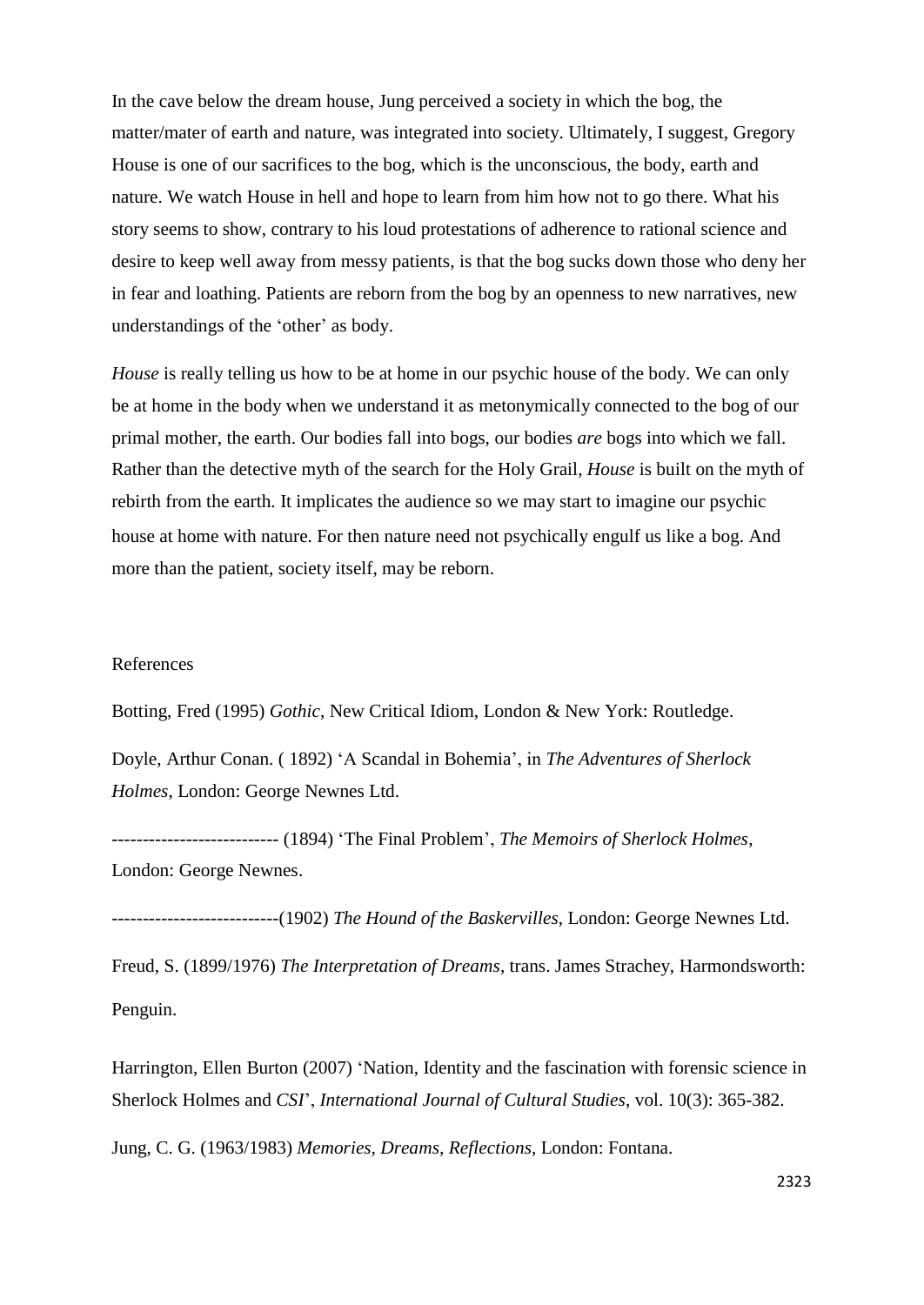In the cave below the dream house, Jung perceived a society in which the bog, the matter/mater of earth and nature, was integrated into society. Ultimately, I suggest, Gregory House is one of our sacrifices to the bog, which is the unconscious, the body, earth and nature. We watch House in hell and hope to learn from him how not to go there. What his story seems to show, contrary to his loud protestations of adherence to rational science and desire to keep well away from messy patients, is that the bog sucks down those who deny her in fear and loathing. Patients are reborn from the bog by an openness to new narratives, new understandings of the 'other' as body.

*House* is really telling us how to be at home in our psychic house of the body. We can only be at home in the body when we understand it as metonymically connected to the bog of our primal mother, the earth. Our bodies fall into bogs, our bodies *are* bogs into which we fall. Rather than the detective myth of the search for the Holy Grail, *House* is built on the myth of rebirth from the earth. It implicates the audience so we may start to imagine our psychic house at home with nature. For then nature need not psychically engulf us like a bog. And more than the patient, society itself, may be reborn.

References

Botting, Fred (1995) *Gothic*, New Critical Idiom, London & New York: Routledge.

Doyle, Arthur Conan. ( 1892) 'A Scandal in Bohemia', in *The Adventures of Sherlock Holmes*, London: George Newnes Ltd.

-------------------------- (1894) 'The Final Problem', *The Memoirs of Sherlock Holmes*, London: George Newnes.

--------------------------(1902) *The Hound of the Baskervilles*, London: George Newnes Ltd.

Freud, S. (1899/1976) *The Interpretation of Dreams*, trans. James Strachey, Harmondsworth: Penguin.

Harrington, Ellen Burton (2007) 'Nation, Identity and the fascination with forensic science in Sherlock Holmes and *CSI*', *International Journal of Cultural Studies*, vol. 10(3): 365-382.

Jung, C. G. (1963/1983) *Memories, Dreams, Reflections*, London: Fontana.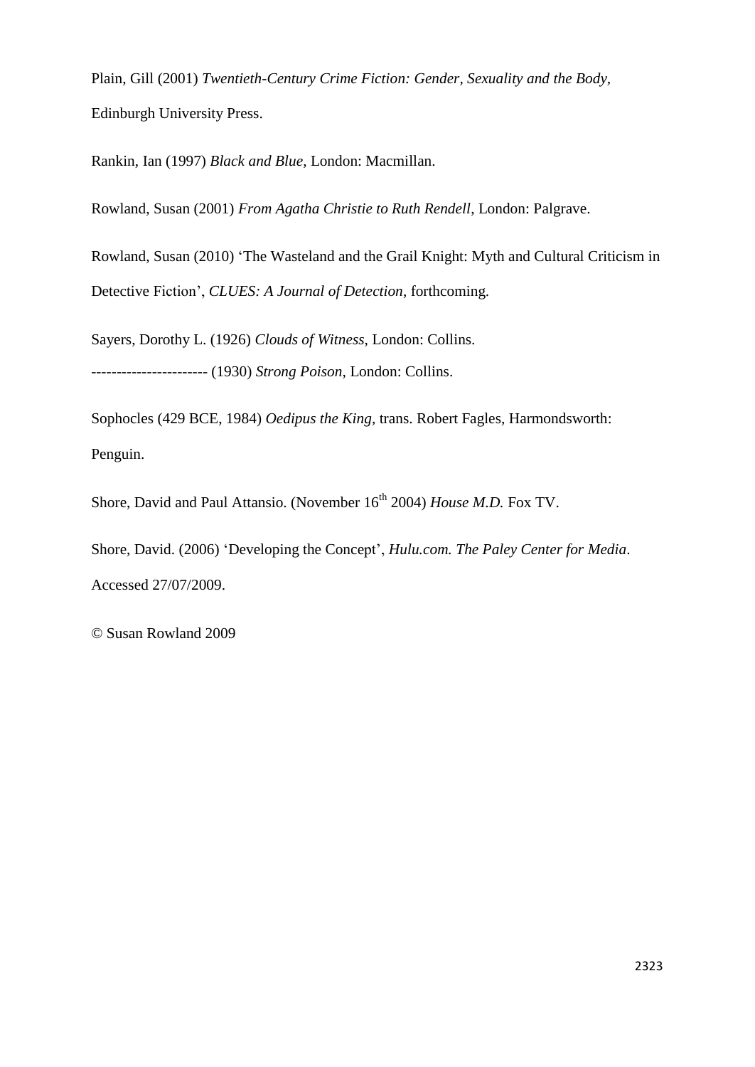Plain, Gill (2001) *Twentieth-Century Crime Fiction: Gender, Sexuality and the Body*, Edinburgh University Press.

Rankin, Ian (1997) *Black and Blue*, London: Macmillan.

Rowland, Susan (2001) *From Agatha Christie to Ruth Rendell*, London: Palgrave.

Rowland, Susan (2010) 'The Wasteland and the Grail Knight: Myth and Cultural Criticism in Detective Fiction', *CLUES: A Journal of Detection*, forthcoming.

Sayers, Dorothy L. (1926) *Clouds of Witness*, London: Collins.

---------------------- (1930) *Strong Poison*, London: Collins.

Sophocles (429 BCE, 1984) *Oedipus the King*, trans. Robert Fagles, Harmondsworth: Penguin.

Shore, David and Paul Attansio. (November 16th 2004) *House M.D.* Fox TV.

Shore, David. (2006) 'Developing the Concept', *Hulu.com. The Paley Center for Media*. Accessed 27/07/2009.

© Susan Rowland 2009